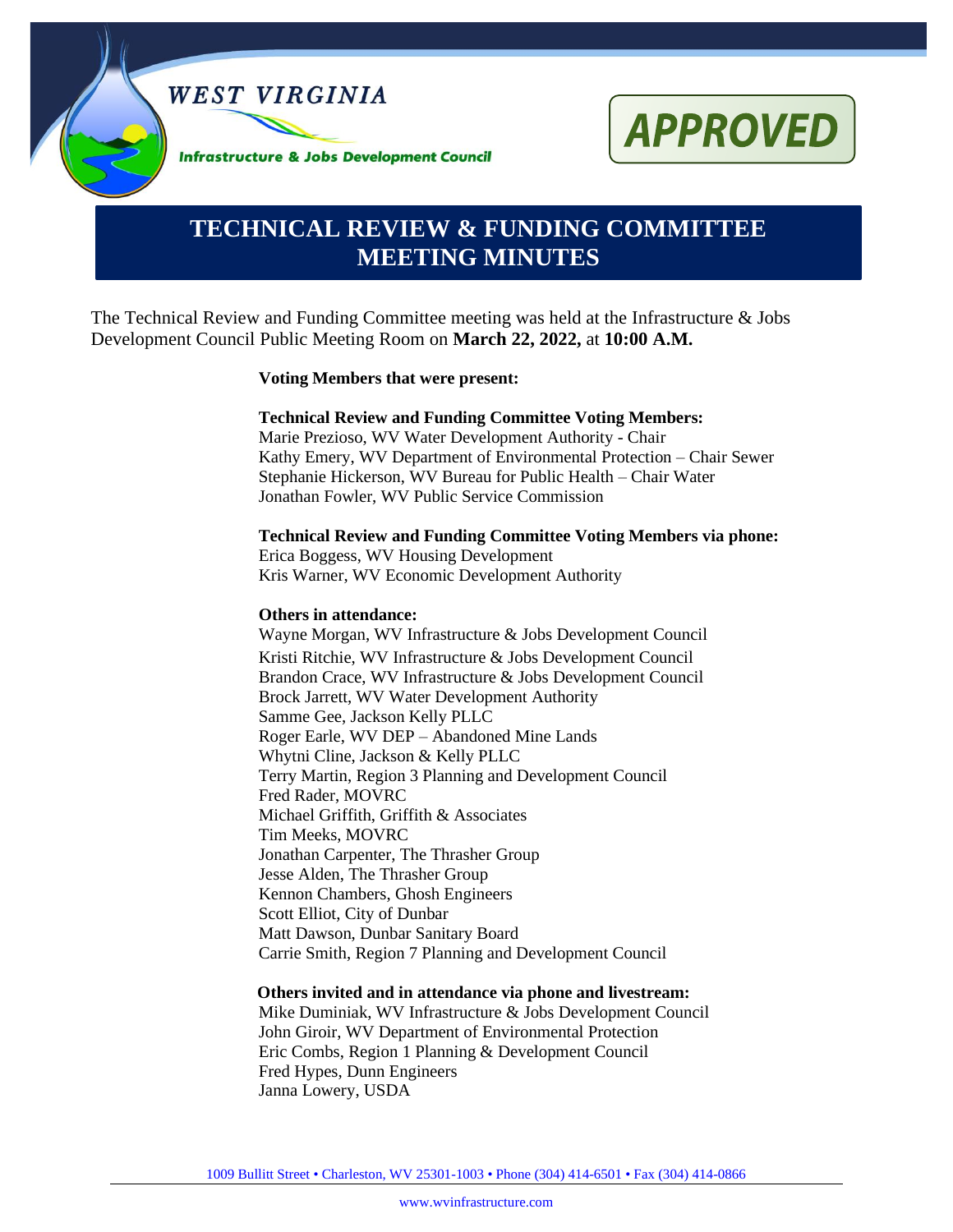WEST VIRGINIA

Infrastructure & Jobs Development Council

APPROVED

# TECHNICAL REVIEW & FUNDING COMMITTEE MEETING MINUTES

The Technical Review and Funding Committee meeting was held at the Infrastructure & Jobs Development Council Public Meeting Room on **March 22, 2022,** at **10:00 A.M.**

**Voting Members that were present:**

**Technical Review and Funding Committee Voting Members:**
Marie Prezioso, WV Water Development Authority - Chair
Kathy Emery, WV Department of Environmental Protection – Chair Sewer
Stephanie Hickerson, WV Bureau for Public Health – Chair Water
Jonathan Fowler, WV Public Service Commission

**Technical Review and Funding Committee Voting Members via phone:**
Erica Boggess, WV Housing Development
Kris Warner, WV Economic Development Authority

**Others in attendance:**
Wayne Morgan, WV Infrastructure & Jobs Development Council
Kristi Ritchie, WV Infrastructure & Jobs Development Council
Brandon Crace, WV Infrastructure & Jobs Development Council
Brock Jarrett, WV Water Development Authority
Samme Gee, Jackson Kelly PLLC
Roger Earle, WV DEP – Abandoned Mine Lands
Whytni Cline, Jackson & Kelly PLLC
Terry Martin, Region 3 Planning and Development Council
Fred Rader, MOVRC
Michael Griffith, Griffith & Associates
Tim Meeks, MOVRC
Jonathan Carpenter, The Thrasher Group
Jesse Alden, The Thrasher Group
Kennon Chambers, Ghosh Engineers
Scott Elliot, City of Dunbar
Matt Dawson, Dunbar Sanitary Board
Carrie Smith, Region 7 Planning and Development Council

**Others invited and in attendance via phone and livestream:**
Mike Duminiak, WV Infrastructure & Jobs Development Council
John Giroir, WV Department of Environmental Protection
Eric Combs, Region 1 Planning & Development Council
Fred Hypes, Dunn Engineers
Janna Lowery, USDA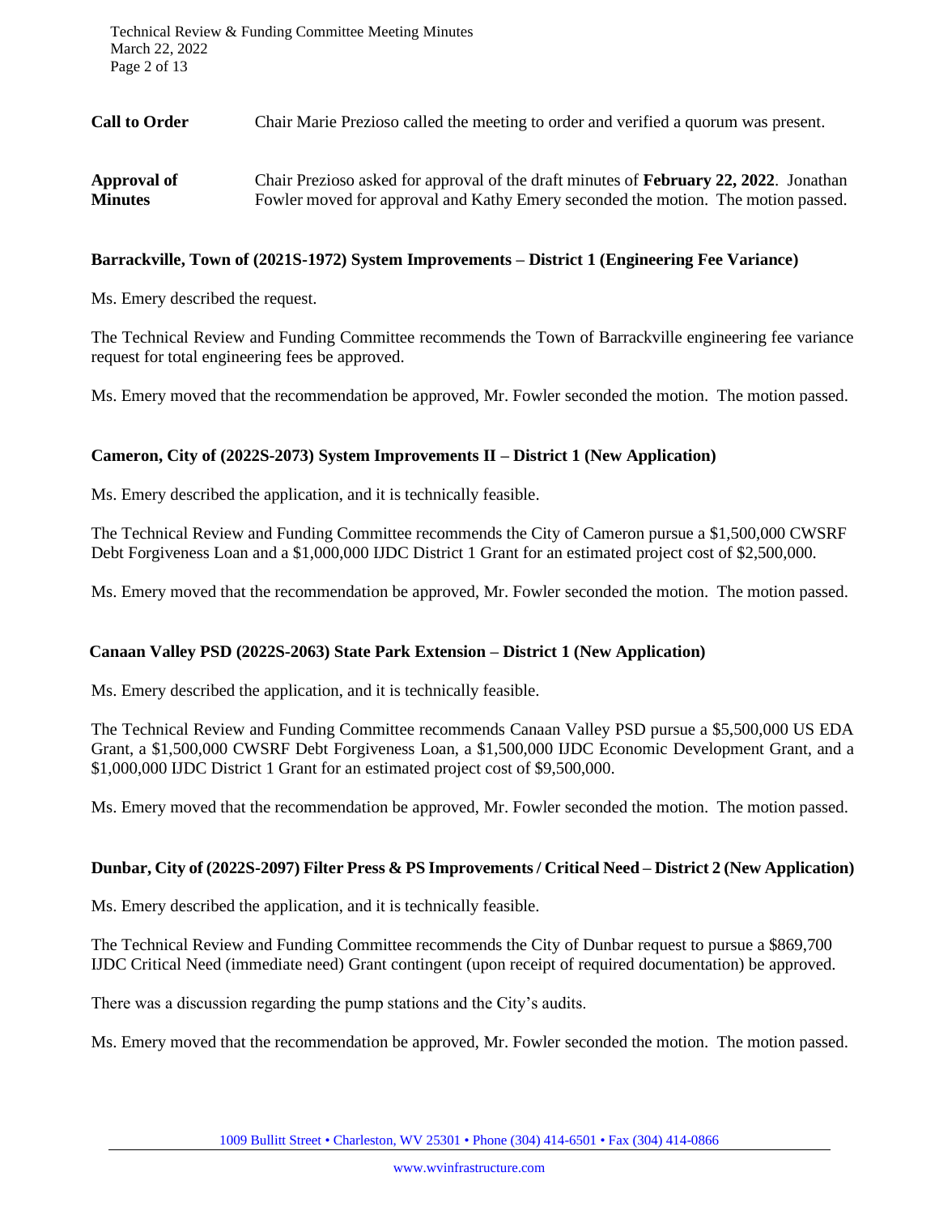**Call to Order** Chair Marie Prezioso called the meeting to order and verified a quorum was present.

**Approval of Minutes** Chair Prezioso asked for approval of the draft minutes of **February 22, 2022**. Jonathan Fowler moved for approval and Kathy Emery seconded the motion. The motion passed.

**Barrackville, Town of (2021S-1972) System Improvements – District 1 (Engineering Fee Variance)**

Ms. Emery described the request.

The Technical Review and Funding Committee recommends the Town of Barrackville engineering fee variance request for total engineering fees be approved.

Ms. Emery moved that the recommendation be approved, Mr. Fowler seconded the motion. The motion passed.

**Cameron, City of (2022S-2073) System Improvements II – District 1 (New Application)**

Ms. Emery described the application, and it is technically feasible.

The Technical Review and Funding Committee recommends the City of Cameron pursue a $1,500,000 CWSRF Debt Forgiveness Loan and a $1,000,000 IJDC District 1 Grant for an estimated project cost of $2,500,000.

Ms. Emery moved that the recommendation be approved, Mr. Fowler seconded the motion. The motion passed.

**Canaan Valley PSD (2022S-2063) State Park Extension – District 1 (New Application)**

Ms. Emery described the application, and it is technically feasible.

The Technical Review and Funding Committee recommends Canaan Valley PSD pursue a $5,500,000 US EDA Grant, a $1,500,000 CWSRF Debt Forgiveness Loan, a $1,500,000 IJDC Economic Development Grant, and a $1,000,000 IJDC District 1 Grant for an estimated project cost of $9,500,000.

Ms. Emery moved that the recommendation be approved, Mr. Fowler seconded the motion. The motion passed.

**Dunbar, City of (2022S-2097) Filter Press & PS Improvements / Critical Need – District 2 (New Application)**

Ms. Emery described the application, and it is technically feasible.

The Technical Review and Funding Committee recommends the City of Dunbar request to pursue a $869,700 IJDC Critical Need (immediate need) Grant contingent (upon receipt of required documentation) be approved.

There was a discussion regarding the pump stations and the City's audits.

Ms. Emery moved that the recommendation be approved, Mr. Fowler seconded the motion. The motion passed.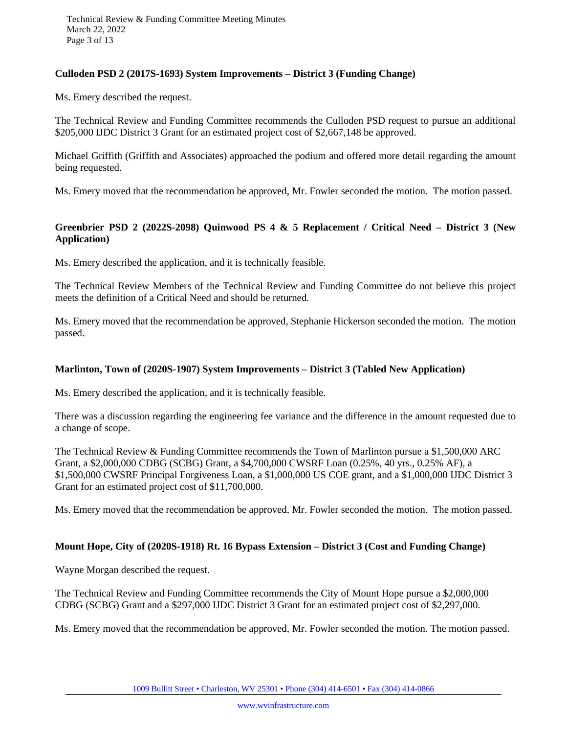**Culloden PSD 2 (2017S-1693) System Improvements – District 3 (Funding Change)**

Ms. Emery described the request.

The Technical Review and Funding Committee recommends the Culloden PSD request to pursue an additional $205,000 IJDC District 3 Grant for an estimated project cost of $2,667,148 be approved.

Michael Griffith (Griffith and Associates) approached the podium and offered more detail regarding the amount being requested.

Ms. Emery moved that the recommendation be approved, Mr. Fowler seconded the motion. The motion passed.

**Greenbrier PSD 2 (2022S-2098) Quinwood PS 4 & 5 Replacement / Critical Need – District 3 (New Application)**

Ms. Emery described the application, and it is technically feasible.

The Technical Review Members of the Technical Review and Funding Committee do not believe this project meets the definition of a Critical Need and should be returned.

Ms. Emery moved that the recommendation be approved, Stephanie Hickerson seconded the motion. The motion passed.

**Marlinton, Town of (2020S-1907) System Improvements – District 3 (Tabled New Application)**

Ms. Emery described the application, and it is technically feasible.

There was a discussion regarding the engineering fee variance and the difference in the amount requested due to a change of scope.

The Technical Review & Funding Committee recommends the Town of Marlinton pursue a $1,500,000 ARC Grant, a $2,000,000 CDBG (SCBG) Grant, a $4,700,000 CWSRF Loan (0.25%, 40 yrs., 0.25% AF), a $1,500,000 CWSRF Principal Forgiveness Loan, a $1,000,000 US COE grant, and a $1,000,000 IJDC District 3 Grant for an estimated project cost of $11,700,000.

Ms. Emery moved that the recommendation be approved, Mr. Fowler seconded the motion. The motion passed.

**Mount Hope, City of (2020S-1918) Rt. 16 Bypass Extension – District 3 (Cost and Funding Change)**

Wayne Morgan described the request.

The Technical Review and Funding Committee recommends the City of Mount Hope pursue a $2,000,000 CDBG (SCBG) Grant and a $297,000 IJDC District 3 Grant for an estimated project cost of $2,297,000.

Ms. Emery moved that the recommendation be approved, Mr. Fowler seconded the motion. The motion passed.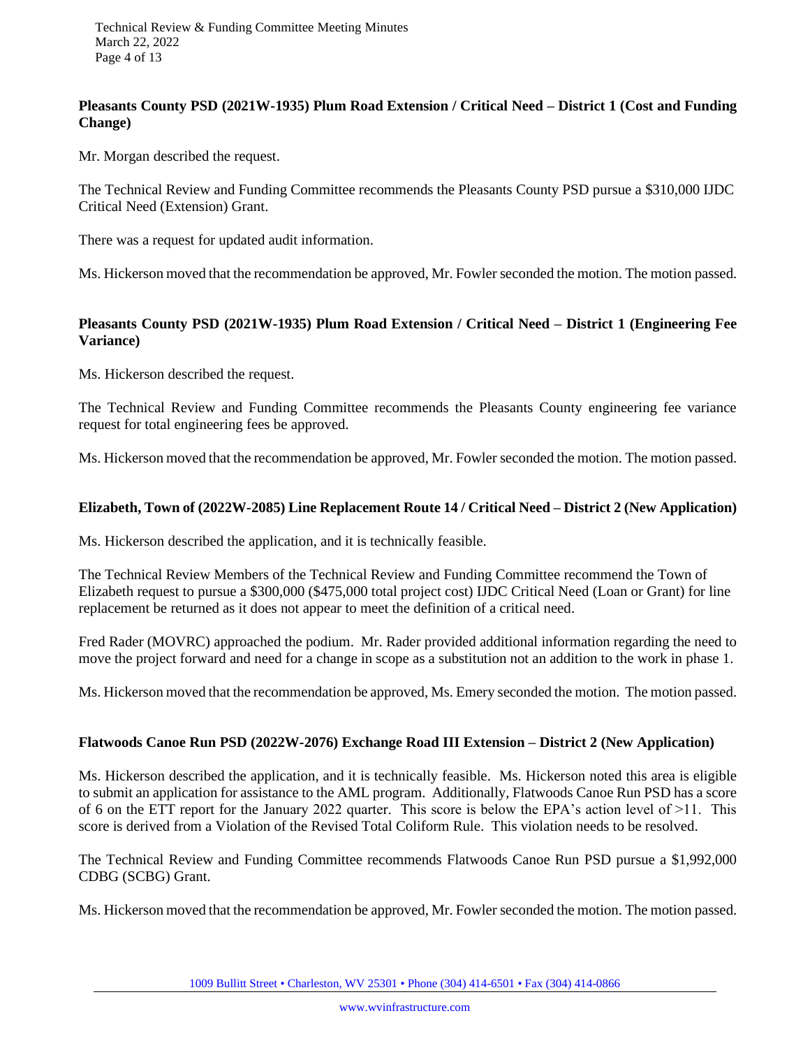**Pleasants County PSD (2021W-1935) Plum Road Extension / Critical Need – District 1 (Cost and Funding Change)**

Mr. Morgan described the request.

The Technical Review and Funding Committee recommends the Pleasants County PSD pursue a $310,000 IJDC Critical Need (Extension) Grant.

There was a request for updated audit information.

Ms. Hickerson moved that the recommendation be approved, Mr. Fowler seconded the motion. The motion passed.

**Pleasants County PSD (2021W-1935) Plum Road Extension / Critical Need – District 1 (Engineering Fee Variance)**

Ms. Hickerson described the request.

The Technical Review and Funding Committee recommends the Pleasants County engineering fee variance request for total engineering fees be approved.

Ms. Hickerson moved that the recommendation be approved, Mr. Fowler seconded the motion. The motion passed.

**Elizabeth, Town of (2022W-2085) Line Replacement Route 14 / Critical Need – District 2 (New Application)**

Ms. Hickerson described the application, and it is technically feasible.

The Technical Review Members of the Technical Review and Funding Committee recommend the Town of Elizabeth request to pursue a $300,000 ($475,000 total project cost) IJDC Critical Need (Loan or Grant) for line replacement be returned as it does not appear to meet the definition of a critical need.

Fred Rader (MOVRC) approached the podium. Mr. Rader provided additional information regarding the need to move the project forward and need for a change in scope as a substitution not an addition to the work in phase 1.

Ms. Hickerson moved that the recommendation be approved, Ms. Emery seconded the motion. The motion passed.

**Flatwoods Canoe Run PSD (2022W-2076) Exchange Road III Extension – District 2 (New Application)**

Ms. Hickerson described the application, and it is technically feasible. Ms. Hickerson noted this area is eligible to submit an application for assistance to the AML program. Additionally, Flatwoods Canoe Run PSD has a score of 6 on the ETT report for the January 2022 quarter. This score is below the EPA's action level of >11. This score is derived from a Violation of the Revised Total Coliform Rule. This violation needs to be resolved.

The Technical Review and Funding Committee recommends Flatwoods Canoe Run PSD pursue a $1,992,000 CDBG (SCBG) Grant.

Ms. Hickerson moved that the recommendation be approved, Mr. Fowler seconded the motion. The motion passed.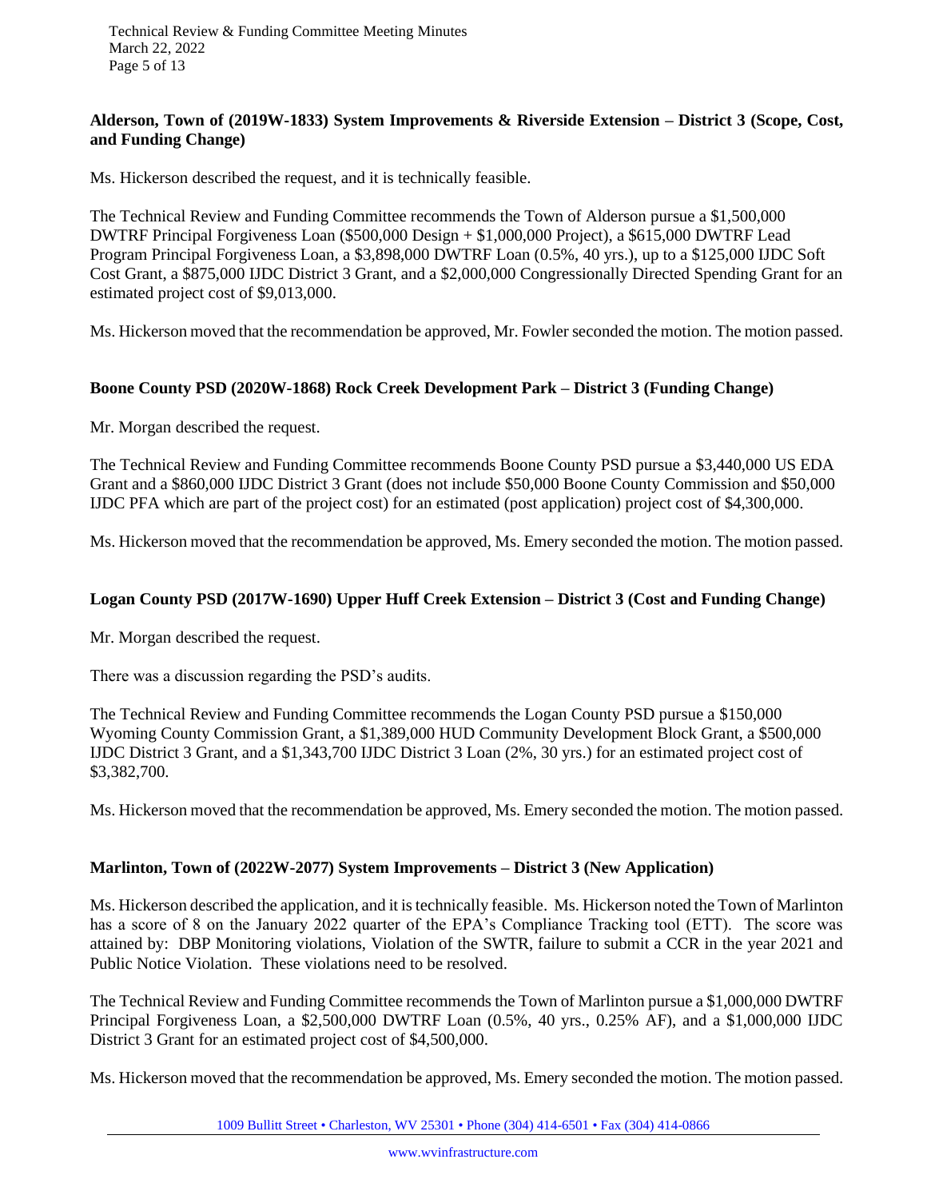**Alderson, Town of (2019W-1833) System Improvements & Riverside Extension – District 3 (Scope, Cost, and Funding Change)**

Ms. Hickerson described the request, and it is technically feasible.

The Technical Review and Funding Committee recommends the Town of Alderson pursue a $1,500,000 DWTRF Principal Forgiveness Loan ($500,000 Design + $1,000,000 Project), a $615,000 DWTRF Lead Program Principal Forgiveness Loan, a $3,898,000 DWTRF Loan (0.5%, 40 yrs.), up to a $125,000 IJDC Soft Cost Grant, a $875,000 IJDC District 3 Grant, and a $2,000,000 Congressionally Directed Spending Grant for an estimated project cost of $9,013,000.

Ms. Hickerson moved that the recommendation be approved, Mr. Fowler seconded the motion. The motion passed.

**Boone County PSD (2020W-1868) Rock Creek Development Park – District 3 (Funding Change)**

Mr. Morgan described the request.

The Technical Review and Funding Committee recommends Boone County PSD pursue a $3,440,000 US EDA Grant and a $860,000 IJDC District 3 Grant (does not include $50,000 Boone County Commission and $50,000 IJDC PFA which are part of the project cost) for an estimated (post application) project cost of $4,300,000.

Ms. Hickerson moved that the recommendation be approved, Ms. Emery seconded the motion. The motion passed.

**Logan County PSD (2017W-1690) Upper Huff Creek Extension – District 3 (Cost and Funding Change)**

Mr. Morgan described the request.

There was a discussion regarding the PSD's audits.

The Technical Review and Funding Committee recommends the Logan County PSD pursue a $150,000 Wyoming County Commission Grant, a $1,389,000 HUD Community Development Block Grant, a $500,000 IJDC District 3 Grant, and a $1,343,700 IJDC District 3 Loan (2%, 30 yrs.) for an estimated project cost of $3,382,700.

Ms. Hickerson moved that the recommendation be approved, Ms. Emery seconded the motion. The motion passed.

**Marlinton, Town of (2022W-2077) System Improvements – District 3 (New Application)**

Ms. Hickerson described the application, and it is technically feasible. Ms. Hickerson noted the Town of Marlinton has a score of 8 on the January 2022 quarter of the EPA's Compliance Tracking tool (ETT). The score was attained by: DBP Monitoring violations, Violation of the SWTR, failure to submit a CCR in the year 2021 and Public Notice Violation. These violations need to be resolved.

The Technical Review and Funding Committee recommends the Town of Marlinton pursue a $1,000,000 DWTRF Principal Forgiveness Loan, a $2,500,000 DWTRF Loan (0.5%, 40 yrs., 0.25% AF), and a $1,000,000 IJDC District 3 Grant for an estimated project cost of $4,500,000.

Ms. Hickerson moved that the recommendation be approved, Ms. Emery seconded the motion. The motion passed.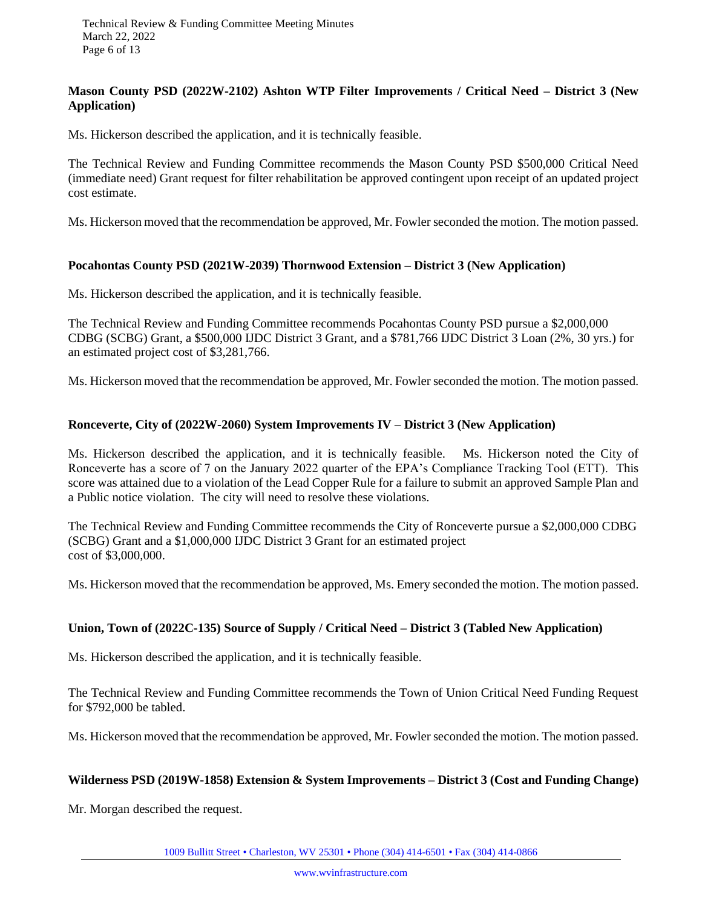**Mason County PSD (2022W-2102) Ashton WTP Filter Improvements / Critical Need – District 3 (New Application)**

Ms. Hickerson described the application, and it is technically feasible.

The Technical Review and Funding Committee recommends the Mason County PSD $500,000 Critical Need (immediate need) Grant request for filter rehabilitation be approved contingent upon receipt of an updated project cost estimate.

Ms. Hickerson moved that the recommendation be approved, Mr. Fowler seconded the motion. The motion passed.

**Pocahontas County PSD (2021W-2039) Thornwood Extension – District 3 (New Application)**

Ms. Hickerson described the application, and it is technically feasible.

The Technical Review and Funding Committee recommends Pocahontas County PSD pursue a $2,000,000 CDBG (SCBG) Grant, a $500,000 IJDC District 3 Grant, and a $781,766 IJDC District 3 Loan (2%, 30 yrs.) for an estimated project cost of $3,281,766.

Ms. Hickerson moved that the recommendation be approved, Mr. Fowler seconded the motion. The motion passed.

**Ronceverte, City of (2022W-2060) System Improvements IV – District 3 (New Application)**

Ms. Hickerson described the application, and it is technically feasible. Ms. Hickerson noted the City of Ronceverte has a score of 7 on the January 2022 quarter of the EPA's Compliance Tracking Tool (ETT). This score was attained due to a violation of the Lead Copper Rule for a failure to submit an approved Sample Plan and a Public notice violation. The city will need to resolve these violations.

The Technical Review and Funding Committee recommends the City of Ronceverte pursue a $2,000,000 CDBG (SCBG) Grant and a $1,000,000 IJDC District 3 Grant for an estimated project cost of $3,000,000.

Ms. Hickerson moved that the recommendation be approved, Ms. Emery seconded the motion. The motion passed.

**Union, Town of (2022C-135) Source of Supply / Critical Need – District 3 (Tabled New Application)**

Ms. Hickerson described the application, and it is technically feasible.

The Technical Review and Funding Committee recommends the Town of Union Critical Need Funding Request for $792,000 be tabled.

Ms. Hickerson moved that the recommendation be approved, Mr. Fowler seconded the motion. The motion passed.

**Wilderness PSD (2019W-1858) Extension & System Improvements – District 3 (Cost and Funding Change)**

Mr. Morgan described the request.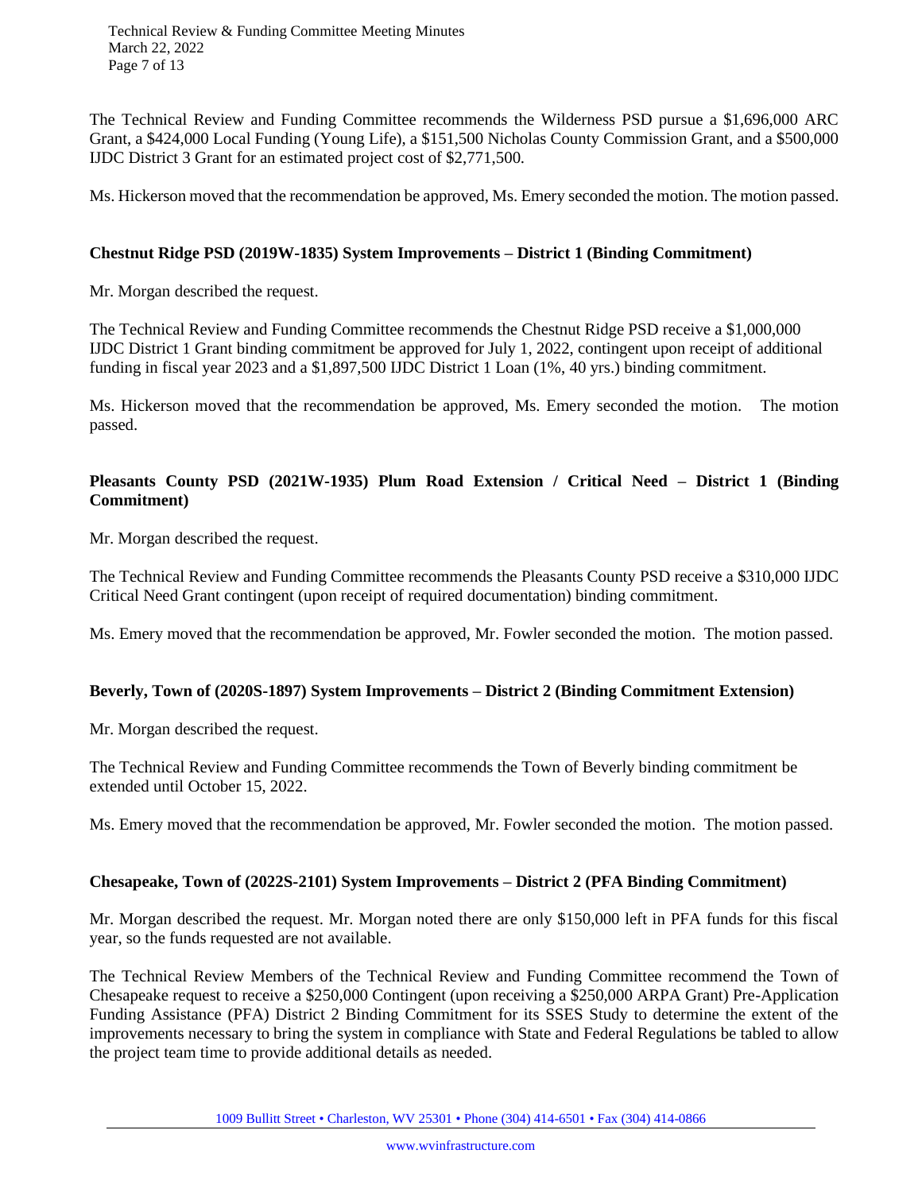The Technical Review and Funding Committee recommends the Wilderness PSD pursue a $1,696,000 ARC Grant, a $424,000 Local Funding (Young Life), a $151,500 Nicholas County Commission Grant, and a $500,000 IJDC District 3 Grant for an estimated project cost of $2,771,500.

Ms. Hickerson moved that the recommendation be approved, Ms. Emery seconded the motion. The motion passed.

**Chestnut Ridge PSD (2019W-1835) System Improvements – District 1 (Binding Commitment)**

Mr. Morgan described the request.

The Technical Review and Funding Committee recommends the Chestnut Ridge PSD receive a $1,000,000 IJDC District 1 Grant binding commitment be approved for July 1, 2022, contingent upon receipt of additional funding in fiscal year 2023 and a $1,897,500 IJDC District 1 Loan (1%, 40 yrs.) binding commitment.

Ms. Hickerson moved that the recommendation be approved, Ms. Emery seconded the motion. The motion passed.

**Pleasants County PSD (2021W-1935) Plum Road Extension / Critical Need – District 1 (Binding Commitment)**

Mr. Morgan described the request.

The Technical Review and Funding Committee recommends the Pleasants County PSD receive a $310,000 IJDC Critical Need Grant contingent (upon receipt of required documentation) binding commitment.

Ms. Emery moved that the recommendation be approved, Mr. Fowler seconded the motion. The motion passed.

**Beverly, Town of (2020S-1897) System Improvements – District 2 (Binding Commitment Extension)**

Mr. Morgan described the request.

The Technical Review and Funding Committee recommends the Town of Beverly binding commitment be extended until October 15, 2022.

Ms. Emery moved that the recommendation be approved, Mr. Fowler seconded the motion. The motion passed.

**Chesapeake, Town of (2022S-2101) System Improvements – District 2 (PFA Binding Commitment)**

Mr. Morgan described the request. Mr. Morgan noted there are only $150,000 left in PFA funds for this fiscal year, so the funds requested are not available.

The Technical Review Members of the Technical Review and Funding Committee recommend the Town of Chesapeake request to receive a $250,000 Contingent (upon receiving a $250,000 ARPA Grant) Pre-Application Funding Assistance (PFA) District 2 Binding Commitment for its SSES Study to determine the extent of the improvements necessary to bring the system in compliance with State and Federal Regulations be tabled to allow the project team time to provide additional details as needed.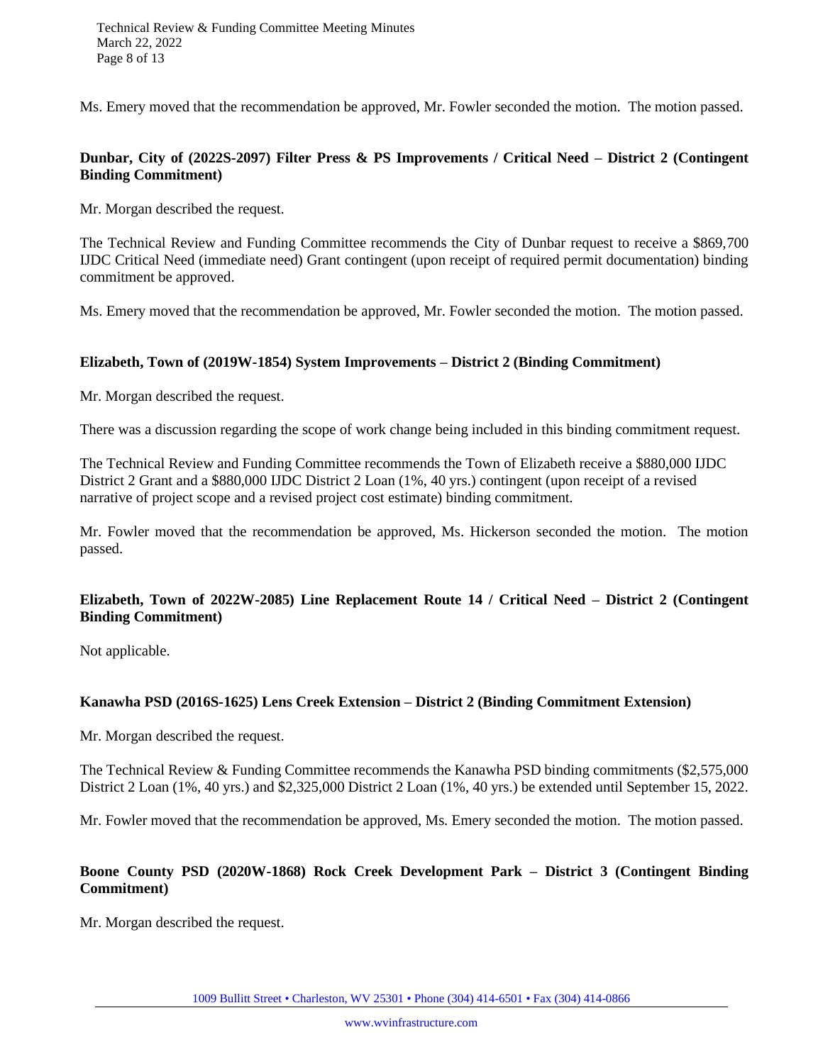Ms. Emery moved that the recommendation be approved, Mr. Fowler seconded the motion. The motion passed.

**Dunbar, City of (2022S-2097) Filter Press & PS Improvements / Critical Need – District 2 (Contingent Binding Commitment)**

Mr. Morgan described the request.

The Technical Review and Funding Committee recommends the City of Dunbar request to receive a $869,700 IJDC Critical Need (immediate need) Grant contingent (upon receipt of required permit documentation) binding commitment be approved.

Ms. Emery moved that the recommendation be approved, Mr. Fowler seconded the motion. The motion passed.

**Elizabeth, Town of (2019W-1854) System Improvements – District 2 (Binding Commitment)**

Mr. Morgan described the request.

There was a discussion regarding the scope of work change being included in this binding commitment request.

The Technical Review and Funding Committee recommends the Town of Elizabeth receive a $880,000 IJDC District 2 Grant and a $880,000 IJDC District 2 Loan (1%, 40 yrs.) contingent (upon receipt of a revised narrative of project scope and a revised project cost estimate) binding commitment.

Mr. Fowler moved that the recommendation be approved, Ms. Hickerson seconded the motion. The motion passed.

**Elizabeth, Town of 2022W-2085) Line Replacement Route 14 / Critical Need – District 2 (Contingent Binding Commitment)**

Not applicable.

**Kanawha PSD (2016S-1625) Lens Creek Extension – District 2 (Binding Commitment Extension)**

Mr. Morgan described the request.

The Technical Review & Funding Committee recommends the Kanawha PSD binding commitments ($2,575,000 District 2 Loan (1%, 40 yrs.) and $2,325,000 District 2 Loan (1%, 40 yrs.) be extended until September 15, 2022.

Mr. Fowler moved that the recommendation be approved, Ms. Emery seconded the motion. The motion passed.

**Boone County PSD (2020W-1868) Rock Creek Development Park – District 3 (Contingent Binding Commitment)**

Mr. Morgan described the request.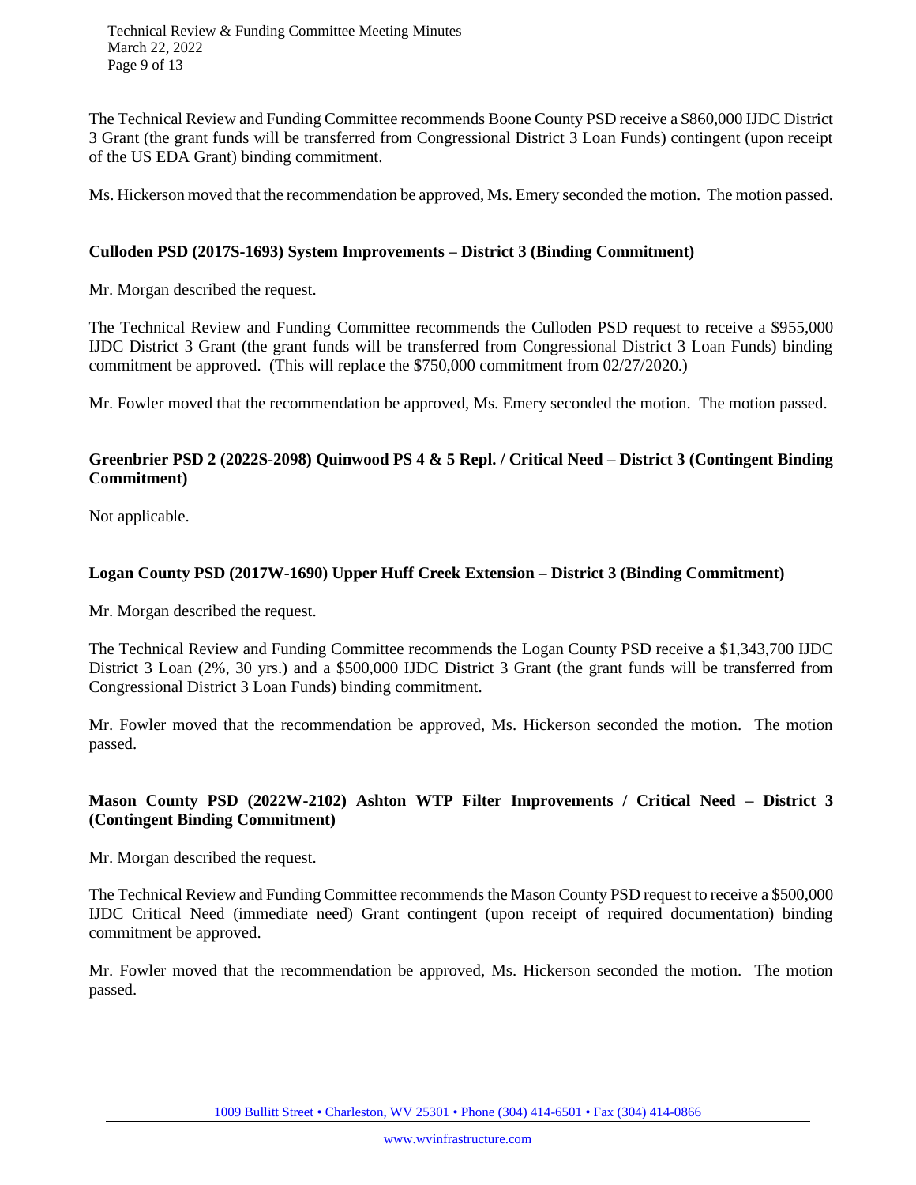The Technical Review and Funding Committee recommends Boone County PSD receive a $860,000 IJDC District 3 Grant (the grant funds will be transferred from Congressional District 3 Loan Funds) contingent (upon receipt of the US EDA Grant) binding commitment.

Ms. Hickerson moved that the recommendation be approved, Ms. Emery seconded the motion. The motion passed.

**Culloden PSD (2017S-1693) System Improvements – District 3 (Binding Commitment)**

Mr. Morgan described the request.

The Technical Review and Funding Committee recommends the Culloden PSD request to receive a $955,000 IJDC District 3 Grant (the grant funds will be transferred from Congressional District 3 Loan Funds) binding commitment be approved. (This will replace the $750,000 commitment from 02/27/2020.)

Mr. Fowler moved that the recommendation be approved, Ms. Emery seconded the motion. The motion passed.

**Greenbrier PSD 2 (2022S-2098) Quinwood PS 4 & 5 Repl. / Critical Need – District 3 (Contingent Binding Commitment)**

Not applicable.

**Logan County PSD (2017W-1690) Upper Huff Creek Extension – District 3 (Binding Commitment)**

Mr. Morgan described the request.

The Technical Review and Funding Committee recommends the Logan County PSD receive a $1,343,700 IJDC District 3 Loan (2%, 30 yrs.) and a $500,000 IJDC District 3 Grant (the grant funds will be transferred from Congressional District 3 Loan Funds) binding commitment.

Mr. Fowler moved that the recommendation be approved, Ms. Hickerson seconded the motion. The motion passed.

**Mason County PSD (2022W-2102) Ashton WTP Filter Improvements / Critical Need – District 3 (Contingent Binding Commitment)**

Mr. Morgan described the request.

The Technical Review and Funding Committee recommends the Mason County PSD request to receive a $500,000 IJDC Critical Need (immediate need) Grant contingent (upon receipt of required documentation) binding commitment be approved.

Mr. Fowler moved that the recommendation be approved, Ms. Hickerson seconded the motion. The motion passed.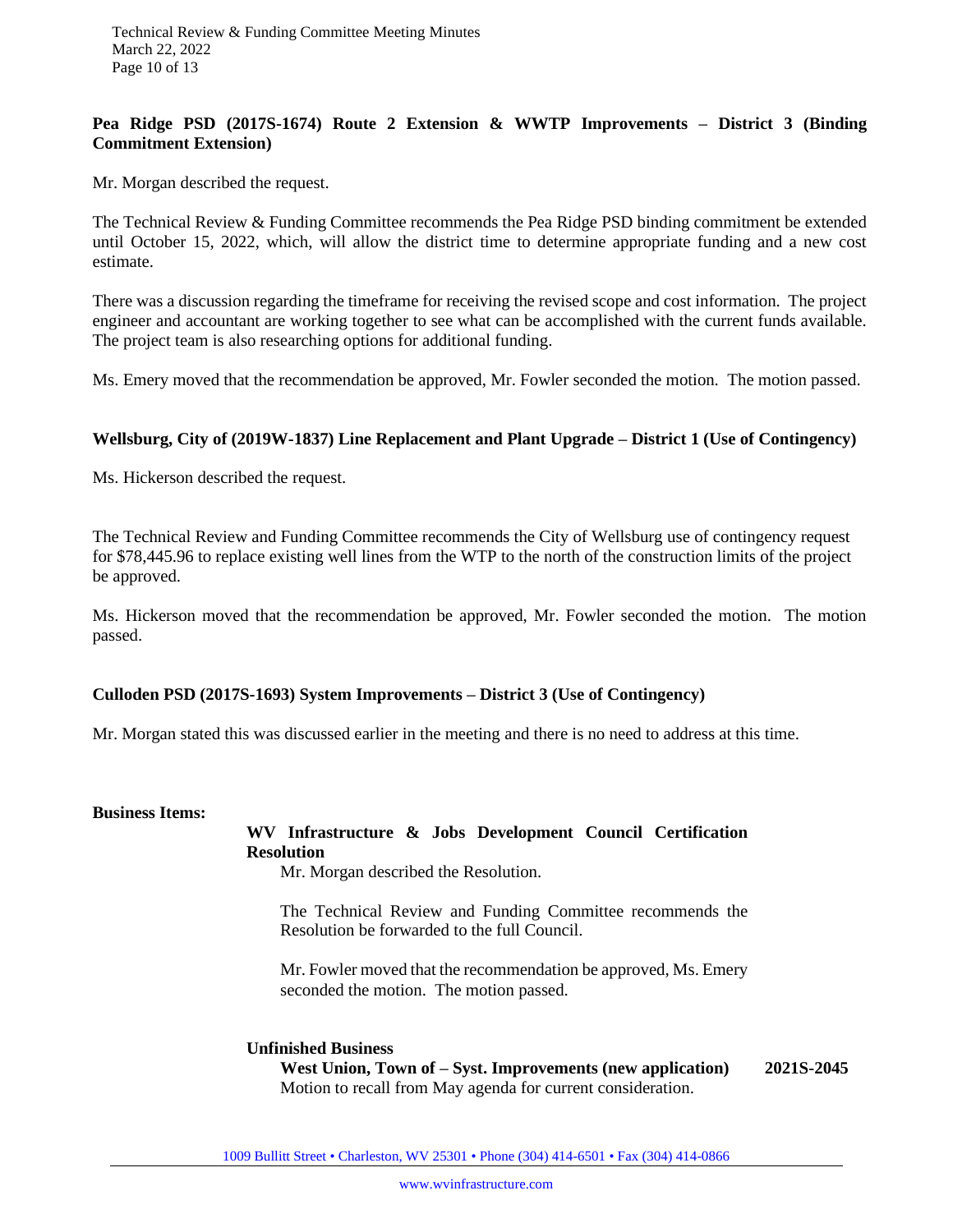**Pea Ridge PSD (2017S-1674) Route 2 Extension & WWTP Improvements – District 3 (Binding Commitment Extension)**

Mr. Morgan described the request.

The Technical Review & Funding Committee recommends the Pea Ridge PSD binding commitment be extended until October 15, 2022, which, will allow the district time to determine appropriate funding and a new cost estimate.

There was a discussion regarding the timeframe for receiving the revised scope and cost information. The project engineer and accountant are working together to see what can be accomplished with the current funds available. The project team is also researching options for additional funding.

Ms. Emery moved that the recommendation be approved, Mr. Fowler seconded the motion. The motion passed.

**Wellsburg, City of (2019W-1837) Line Replacement and Plant Upgrade – District 1 (Use of Contingency)**

Ms. Hickerson described the request.

The Technical Review and Funding Committee recommends the City of Wellsburg use of contingency request for $78,445.96 to replace existing well lines from the WTP to the north of the construction limits of the project be approved.

Ms. Hickerson moved that the recommendation be approved, Mr. Fowler seconded the motion. The motion passed.

**Culloden PSD (2017S-1693) System Improvements – District 3 (Use of Contingency)**

Mr. Morgan stated this was discussed earlier in the meeting and there is no need to address at this time.

**Business Items:**

**WV Infrastructure & Jobs Development Council Certification Resolution**

Mr. Morgan described the Resolution.

The Technical Review and Funding Committee recommends the Resolution be forwarded to the full Council.

Mr. Fowler moved that the recommendation be approved, Ms. Emery seconded the motion. The motion passed.

**Unfinished Business**

**West Union, Town of – Syst. Improvements (new application) 2021S-2045**

Motion to recall from May agenda for current consideration.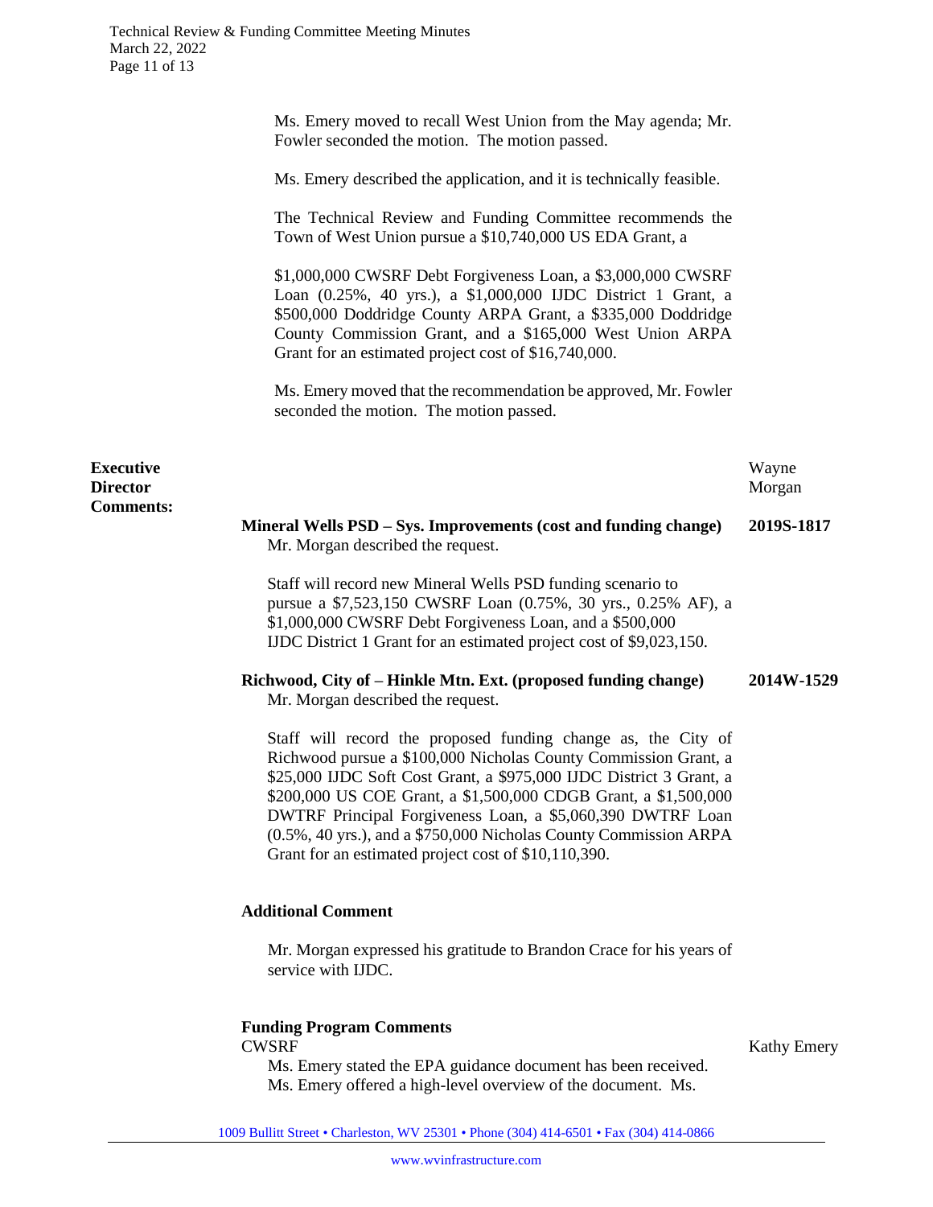Ms. Emery moved to recall West Union from the May agenda; Mr. Fowler seconded the motion. The motion passed.

Ms. Emery described the application, and it is technically feasible.

The Technical Review and Funding Committee recommends the Town of West Union pursue a $10,740,000 US EDA Grant, a

$1,000,000 CWSRF Debt Forgiveness Loan, a $3,000,000 CWSRF Loan (0.25%, 40 yrs.), a $1,000,000 IJDC District 1 Grant, a $500,000 Doddridge County ARPA Grant, a $335,000 Doddridge County Commission Grant, and a $165,000 West Union ARPA Grant for an estimated project cost of $16,740,000.

Ms. Emery moved that the recommendation be approved, Mr. Fowler seconded the motion. The motion passed.

**Executive Director Comments:** — Wayne Morgan

**Mineral Wells PSD – Sys. Improvements (cost and funding change)** — **2019S-1817**

Mr. Morgan described the request.

Staff will record new Mineral Wells PSD funding scenario to pursue a $7,523,150 CWSRF Loan (0.75%, 30 yrs., 0.25% AF), a $1,000,000 CWSRF Debt Forgiveness Loan, and a $500,000 IJDC District 1 Grant for an estimated project cost of $9,023,150.

**Richwood, City of – Hinkle Mtn. Ext. (proposed funding change)** — **2014W-1529**

Mr. Morgan described the request.

Staff will record the proposed funding change as, the City of Richwood pursue a $100,000 Nicholas County Commission Grant, a $25,000 IJDC Soft Cost Grant, a $975,000 IJDC District 3 Grant, a $200,000 US COE Grant, a $1,500,000 CDGB Grant, a $1,500,000 DWTRF Principal Forgiveness Loan, a $5,060,390 DWTRF Loan (0.5%, 40 yrs.), and a $750,000 Nicholas County Commission ARPA Grant for an estimated project cost of $10,110,390.

**Additional Comment**

Mr. Morgan expressed his gratitude to Brandon Crace for his years of service with IJDC.

**Funding Program Comments**

CWSRF — Kathy Emery

Ms. Emery stated the EPA guidance document has been received. Ms. Emery offered a high-level overview of the document. Ms.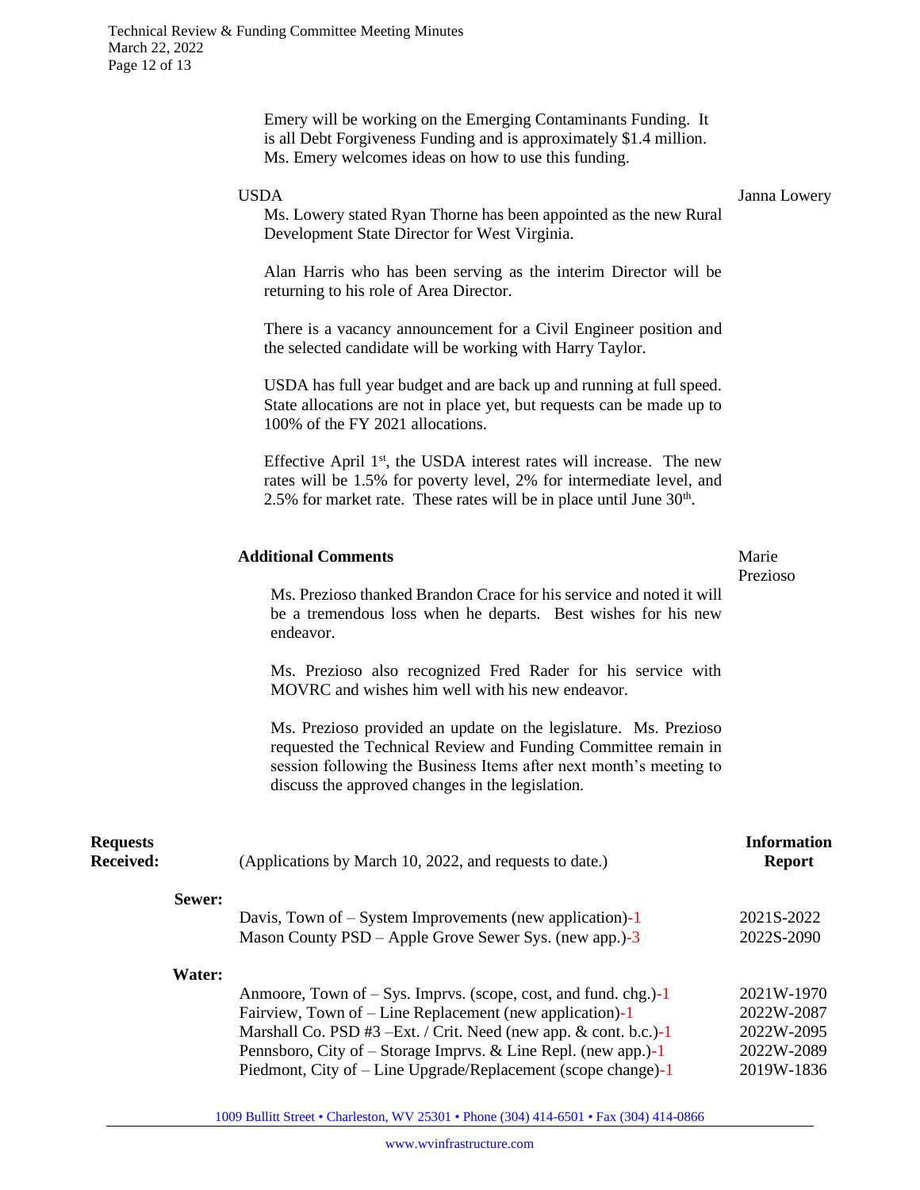Emery will be working on the Emerging Contaminants Funding. It is all Debt Forgiveness Funding and is approximately $1.4 million. Ms. Emery welcomes ideas on how to use this funding.

USDA — Janna Lowery

Ms. Lowery stated Ryan Thorne has been appointed as the new Rural Development State Director for West Virginia.

Alan Harris who has been serving as the interim Director will be returning to his role of Area Director.

There is a vacancy announcement for a Civil Engineer position and the selected candidate will be working with Harry Taylor.

USDA has full year budget and are back up and running at full speed. State allocations are not in place yet, but requests can be made up to 100% of the FY 2021 allocations.

Effective April 1st, the USDA interest rates will increase. The new rates will be 1.5% for poverty level, 2% for intermediate level, and 2.5% for market rate. These rates will be in place until June 30th.

**Additional Comments** — Marie Prezioso

Ms. Prezioso thanked Brandon Crace for his service and noted it will be a tremendous loss when he departs. Best wishes for his new endeavor.

Ms. Prezioso also recognized Fred Rader for his service with MOVRC and wishes him well with his new endeavor.

Ms. Prezioso provided an update on the legislature. Ms. Prezioso requested the Technical Review and Funding Committee remain in session following the Business Items after next month's meeting to discuss the approved changes in the legislation.

**Requests Received:** (Applications by March 10, 2022, and requests to date.)

| | | **Information Report** |
|---|---|---|
| **Sewer:** | | |
| | Davis, Town of – System Improvements (new application)-1 | 2021S-2022 |
| | Mason County PSD – Apple Grove Sewer Sys. (new app.)-3 | 2022S-2090 |
| **Water:** | | |
| | Anmoore, Town of – Sys. Imprvs. (scope, cost, and fund. chg.)-1 | 2021W-1970 |
| | Fairview, Town of – Line Replacement (new application)-1 | 2022W-2087 |
| | Marshall Co. PSD #3 –Ext. / Crit. Need (new app. & cont. b.c.)-1 | 2022W-2095 |
| | Pennsboro, City of – Storage Imprvs. & Line Repl. (new app.)-1 | 2022W-2089 |
| | Piedmont, City of – Line Upgrade/Replacement (scope change)-1 | 2019W-1836 |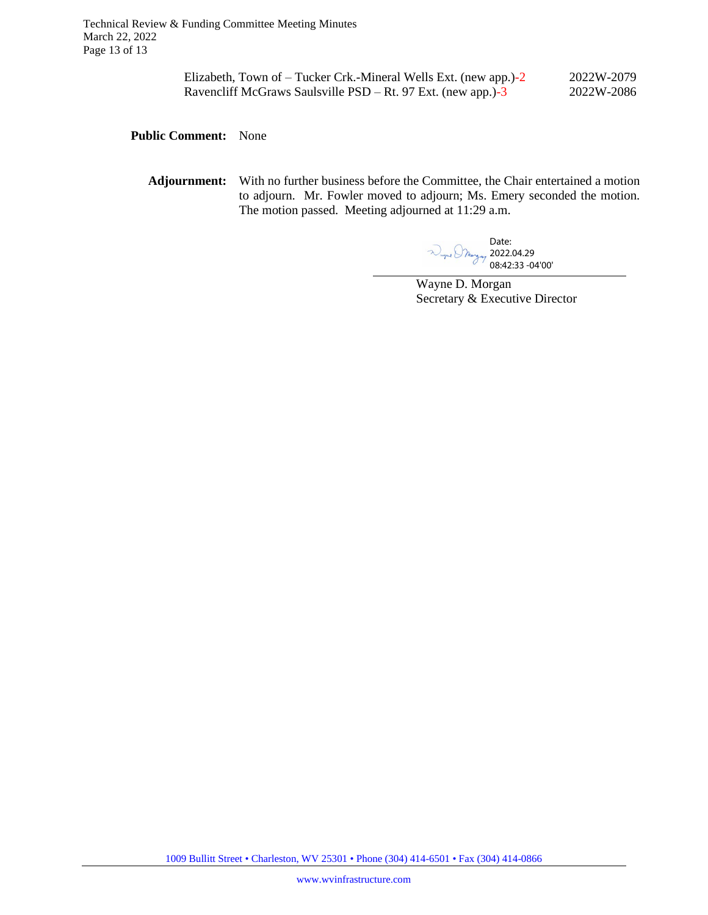| | |
|---|---|
| Elizabeth, Town of – Tucker Crk.-Mineral Wells Ext. (new app.)-2 | 2022W-2079 |
| Ravencliff McGraws Saulsville PSD – Rt. 97 Ext. (new app.)-3 | 2022W-2086 |

**Public Comment:** None

**Adjournment:** With no further business before the Committee, the Chair entertained a motion to adjourn. Mr. Fowler moved to adjourn; Ms. Emery seconded the motion. The motion passed. Meeting adjourned at 11:29 a.m.

Date: 2022.04.29 08:42:33 -04'00'

Wayne D. Morgan
Secretary & Executive Director

1009 Bullitt Street • Charleston, WV 25301 • Phone (304) 414-6501 • Fax (304) 414-0866

www.wvinfrastructure.com